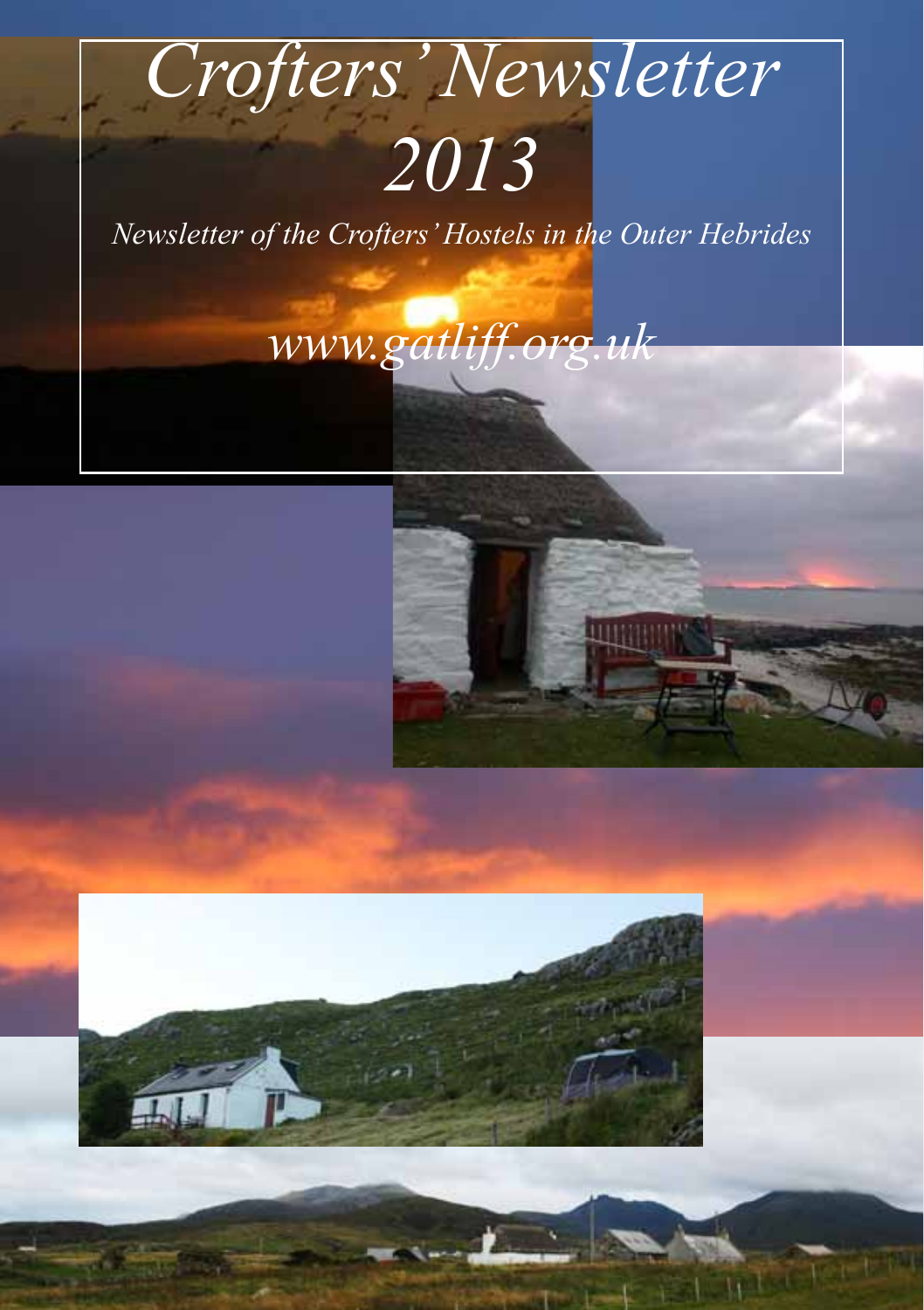# Crofters' Newsletter 2013

*Newsletter of the Crofters' Hostels in the Outer Hebrides*

*www.gatliff.org.uk*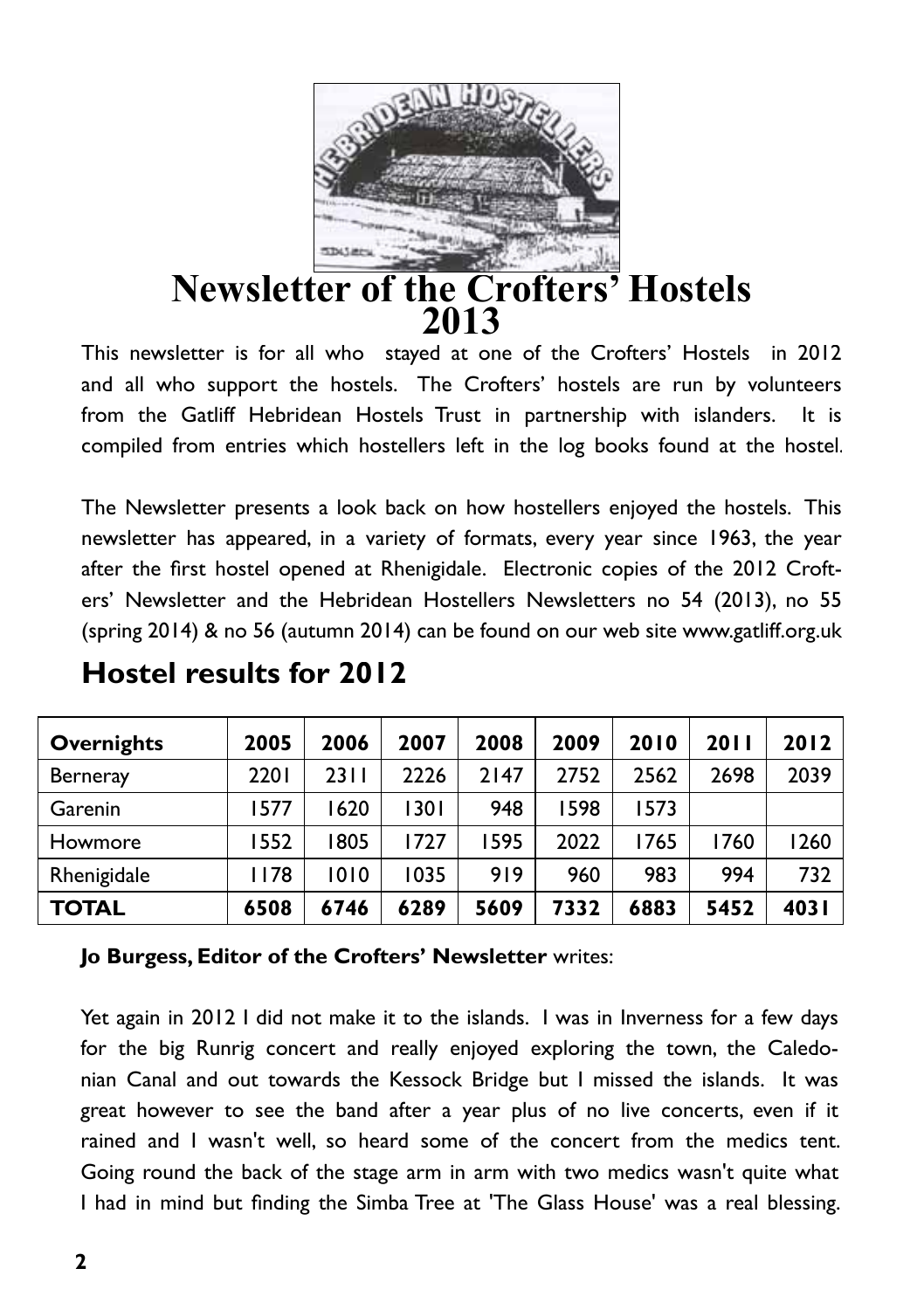# Newsletter of the Crofters' Hostels 2013

This newsletter is for all who stayed at one of the Crofters' Hostels in 2012 and all who support the hostels. The Crofters' hostels are run by volunteers from the Gatliff Hebridean Hostels Trust in partnership with islanders. It is compiled from entries which hostellers left in the log books found at the hostel.

The Newsletter presents a look back on how hostellers enjoyed the hostels. This newsletter has appeared, in a variety of formats, every year since 1963, the year after the first hostel opened at Rhenigidale. Electronic copies of the 2012 Crofters' Newsletter and the Hebridean Hostellers Newsletters no 54 (2013), no 55 (spring 2014) & no 56 (autumn 2014) can be found on our web site www.gatliff.org.uk

## Hostel results for 2012

| **Overnights** | **2005** | **2006** | **2007** | **2008** | **2009** | **2010** | **2011** | **2012** |
|---|---|---|---|---|---|---|---|---|
| Berneray | 2201 | 2311 | 2226 | 2147 | 2752 | 2562 | 2698 | 2039 |
| Garenin | 1577 | 1620 | 1301 | 948 | 1598 | 1573 | | |
| Howmore | 1552 | 1805 | 1727 | 1595 | 2022 | 1765 | 1760 | 1260 |
| Rhenigidale | 1178 | 1010 | 1035 | 919 | 960 | 983 | 994 | 732 |
| **TOTAL** | **6508** | **6746** | **6289** | **5609** | **7332** | **6883** | **5452** | **4031** |

**Jo Burgess, Editor of the Crofters' Newsletter** writes:

Yet again in 2012 I did not make it to the islands. I was in Inverness for a few days for the big Runrig concert and really enjoyed exploring the town, the Caledonian Canal and out towards the Kessock Bridge but I missed the islands. It was great however to see the band after a year plus of no live concerts, even if it rained and I wasn't well, so heard some of the concert from the medics tent. Going round the back of the stage arm in arm with two medics wasn't quite what I had in mind but finding the Simba Tree at 'The Glass House' was a real blessing.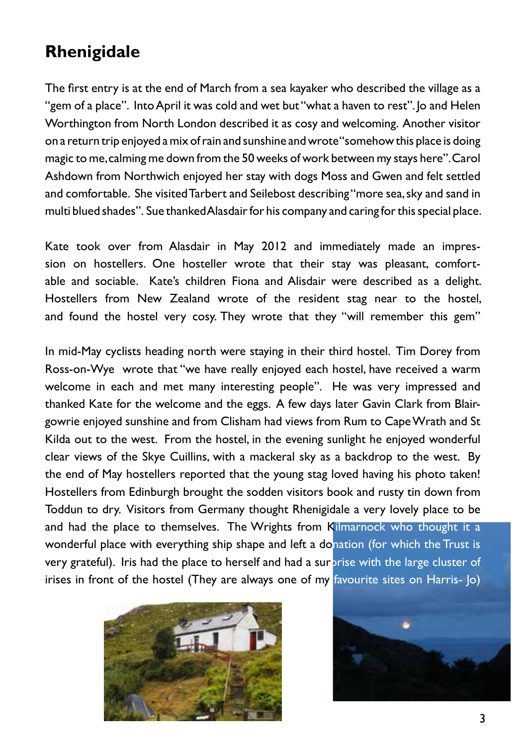## Rhenigidale

The first entry is at the end of March from a sea kayaker who described the village as a "gem of a place". Into April it was cold and wet but "what a haven to rest". Jo and Helen Worthington from North London described it as cosy and welcoming. Another visitor on a return trip enjoyed a mix of rain and sunshine and wrote "somehow this place is doing magic to me, calming me down from the 50 weeks of work between my stays here". Carol Ashdown from Northwich enjoyed her stay with dogs Moss and Gwen and felt settled and comfortable. She visited Tarbert and Seilebost describing "more sea, sky and sand in multi blued shades". Sue thanked Alasdair for his company and caring for this special place.

Kate took over from Alasdair in May 2012 and immediately made an impression on hostellers. One hosteller wrote that their stay was pleasant, comfortable and sociable. Kate's children Fiona and Alisdair were described as a delight. Hostellers from New Zealand wrote of the resident stag near to the hostel, and found the hostel very cosy. They wrote that they "will remember this gem"

In mid-May cyclists heading north were staying in their third hostel. Tim Dorey from Ross-on-Wye wrote that "we have really enjoyed each hostel, have received a warm welcome in each and met many interesting people". He was very impressed and thanked Kate for the welcome and the eggs. A few days later Gavin Clark from Blairgowrie enjoyed sunshine and from Clisham had views from Rum to Cape Wrath and St Kilda out to the west. From the hostel, in the evening sunlight he enjoyed wonderful clear views of the Skye Cuillins, with a mackeral sky as a backdrop to the west. By the end of May hostellers reported that the young stag loved having his photo taken! Hostellers from Edinburgh brought the sodden visitors book and rusty tin down from Toddun to dry. Visitors from Germany thought Rhenigidale a very lovely place to be and had the place to themselves. The Wrights from Kilmarnock who thought it a wonderful place with everything ship shape and left a donation (for which the Trust is very grateful). Iris had the place to herself and had a surprise with the large cluster of irises in front of the hostel (They are always one of my favourite sites on Harris- Jo)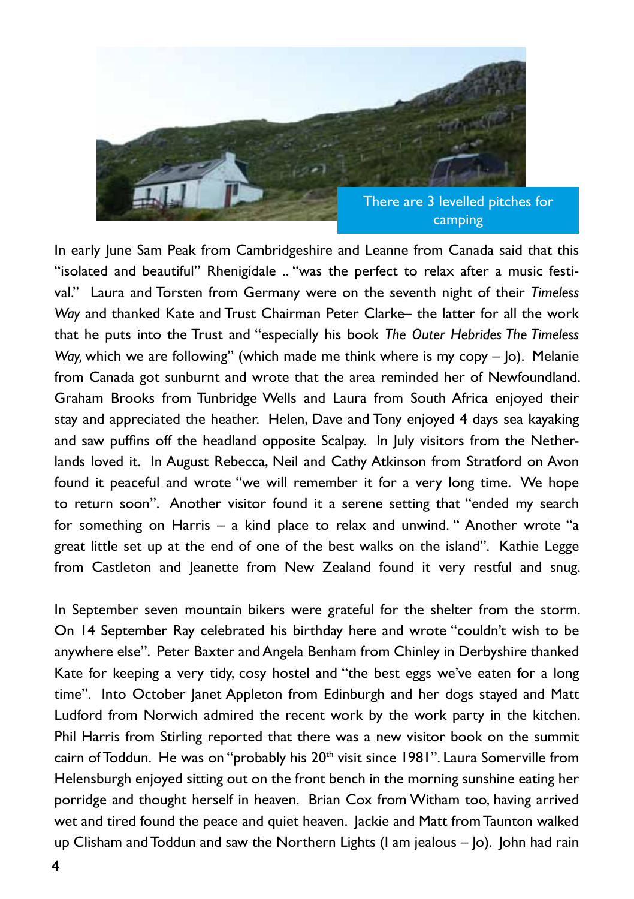There are 3 levelled pitches for camping

In early June Sam Peak from Cambridgeshire and Leanne from Canada said that this "isolated and beautiful" Rhenigidale .. "was the perfect to relax after a music festival." Laura and Torsten from Germany were on the seventh night of their *Timeless Way* and thanked Kate and Trust Chairman Peter Clarke– the latter for all the work that he puts into the Trust and "especially his book *The Outer Hebrides The Timeless Way,* which we are following" (which made me think where is my copy – Jo). Melanie from Canada got sunburnt and wrote that the area reminded her of Newfoundland. Graham Brooks from Tunbridge Wells and Laura from South Africa enjoyed their stay and appreciated the heather. Helen, Dave and Tony enjoyed 4 days sea kayaking and saw puffins off the headland opposite Scalpay. In July visitors from the Netherlands loved it. In August Rebecca, Neil and Cathy Atkinson from Stratford on Avon found it peaceful and wrote "we will remember it for a very long time. We hope to return soon". Another visitor found it a serene setting that "ended my search for something on Harris – a kind place to relax and unwind. " Another wrote "a great little set up at the end of one of the best walks on the island". Kathie Legge from Castleton and Jeanette from New Zealand found it very restful and snug.

In September seven mountain bikers were grateful for the shelter from the storm. On 14 September Ray celebrated his birthday here and wrote "couldn't wish to be anywhere else". Peter Baxter and Angela Benham from Chinley in Derbyshire thanked Kate for keeping a very tidy, cosy hostel and "the best eggs we've eaten for a long time". Into October Janet Appleton from Edinburgh and her dogs stayed and Matt Ludford from Norwich admired the recent work by the work party in the kitchen. Phil Harris from Stirling reported that there was a new visitor book on the summit cairn of Toddun. He was on "probably his 20th visit since 1981". Laura Somerville from Helensburgh enjoyed sitting out on the front bench in the morning sunshine eating her porridge and thought herself in heaven. Brian Cox from Witham too, having arrived wet and tired found the peace and quiet heaven. Jackie and Matt from Taunton walked up Clisham and Toddun and saw the Northern Lights (I am jealous – Jo). John had rain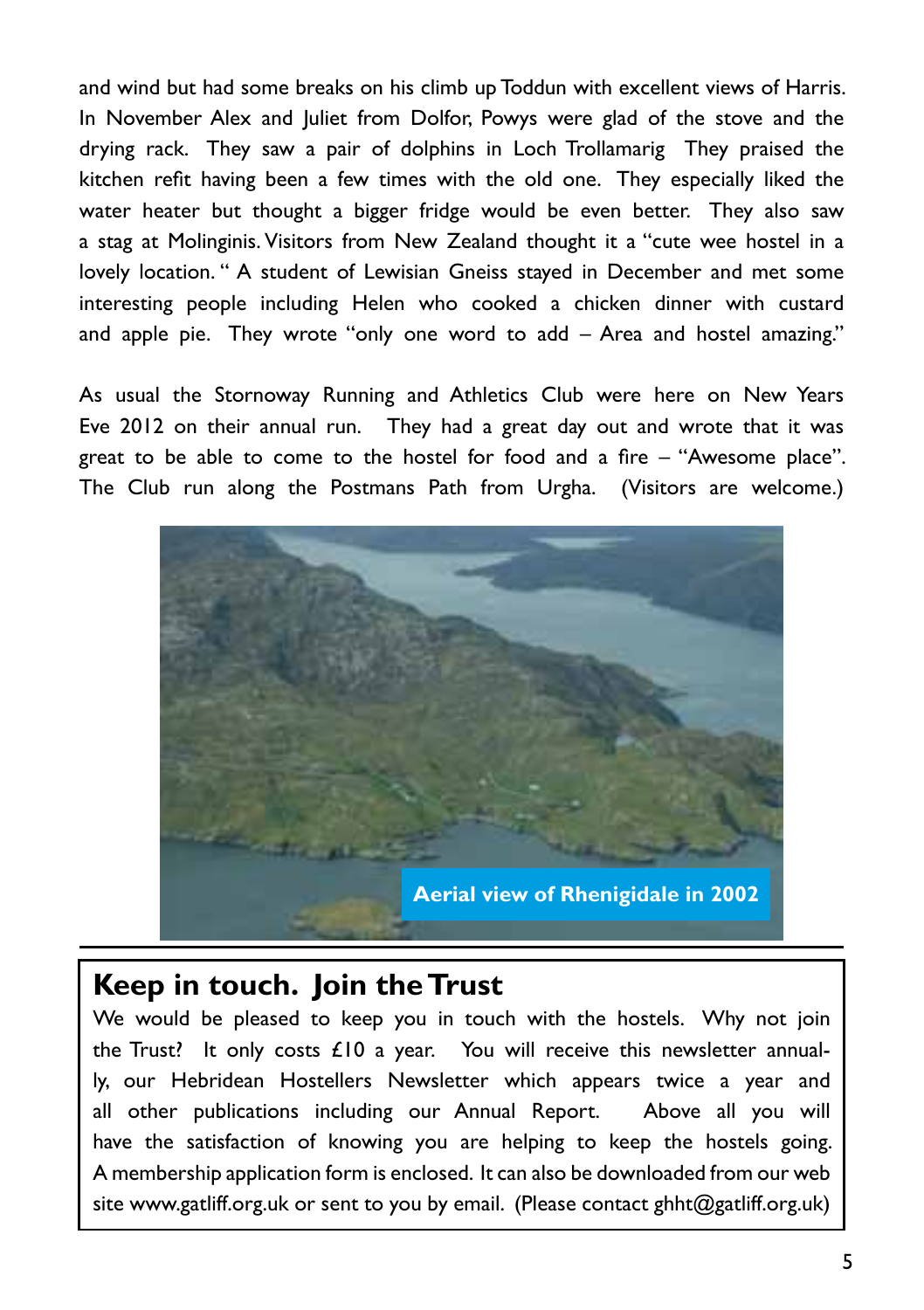and wind but had some breaks on his climb up Toddun with excellent views of Harris. In November Alex and Juliet from Dolfor, Powys were glad of the stove and the drying rack. They saw a pair of dolphins in Loch Trollamarig They praised the kitchen refit having been a few times with the old one. They especially liked the water heater but thought a bigger fridge would be even better. They also saw a stag at Molinginis. Visitors from New Zealand thought it a "cute wee hostel in a lovely location. " A student of Lewisian Gneiss stayed in December and met some interesting people including Helen who cooked a chicken dinner with custard and apple pie. They wrote "only one word to add – Area and hostel amazing."

As usual the Stornoway Running and Athletics Club were here on New Years Eve 2012 on their annual run. They had a great day out and wrote that it was great to be able to come to the hostel for food and a fire – "Awesome place". The Club run along the Postmans Path from Urgha. (Visitors are welcome.)

Aerial view of Rhenigidale in 2002

## Keep in touch. Join the Trust

We would be pleased to keep you in touch with the hostels. Why not join the Trust? It only costs £10 a year. You will receive this newsletter annually, our Hebridean Hostellers Newsletter which appears twice a year and all other publications including our Annual Report. Above all you will have the satisfaction of knowing you are helping to keep the hostels going. A membership application form is enclosed. It can also be downloaded from our web site www.gatliff.org.uk or sent to you by email. (Please contact ghht@gatliff.org.uk)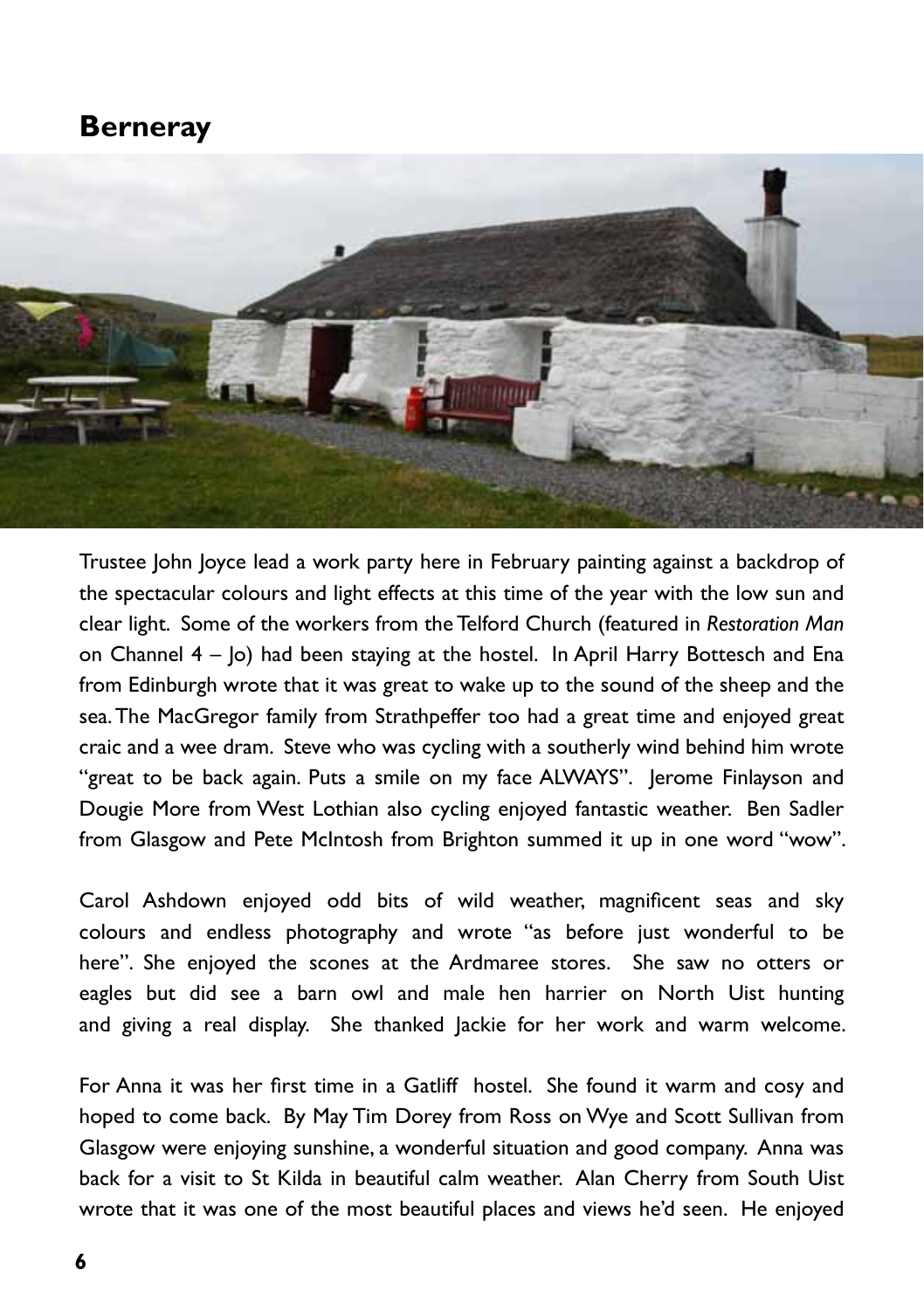## Berneray

Trustee John Joyce lead a work party here in February painting against a backdrop of the spectacular colours and light effects at this time of the year with the low sun and clear light. Some of the workers from the Telford Church (featured in *Restoration Man* on Channel 4 – Jo) had been staying at the hostel. In April Harry Bottesch and Ena from Edinburgh wrote that it was great to wake up to the sound of the sheep and the sea. The MacGregor family from Strathpeffer too had a great time and enjoyed great craic and a wee dram. Steve who was cycling with a southerly wind behind him wrote "great to be back again. Puts a smile on my face ALWAYS". Jerome Finlayson and Dougie More from West Lothian also cycling enjoyed fantastic weather. Ben Sadler from Glasgow and Pete McIntosh from Brighton summed it up in one word "wow".

Carol Ashdown enjoyed odd bits of wild weather, magnificent seas and sky colours and endless photography and wrote "as before just wonderful to be here". She enjoyed the scones at the Ardmaree stores. She saw no otters or eagles but did see a barn owl and male hen harrier on North Uist hunting and giving a real display. She thanked Jackie for her work and warm welcome.

For Anna it was her first time in a Gatliff hostel. She found it warm and cosy and hoped to come back. By May Tim Dorey from Ross on Wye and Scott Sullivan from Glasgow were enjoying sunshine, a wonderful situation and good company. Anna was back for a visit to St Kilda in beautiful calm weather. Alan Cherry from South Uist wrote that it was one of the most beautiful places and views he'd seen. He enjoyed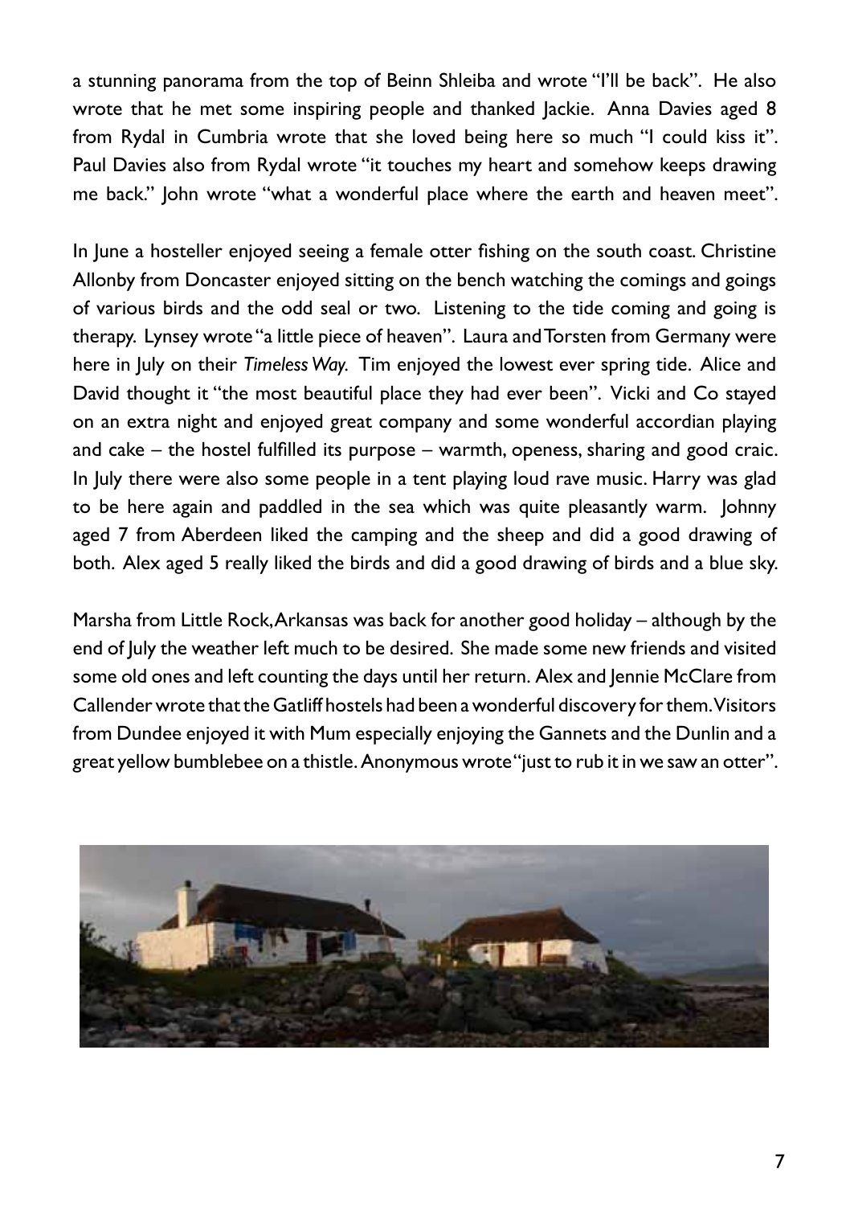a stunning panorama from the top of Beinn Shleiba and wrote "I'll be back". He also wrote that he met some inspiring people and thanked Jackie. Anna Davies aged 8 from Rydal in Cumbria wrote that she loved being here so much "I could kiss it". Paul Davies also from Rydal wrote "it touches my heart and somehow keeps drawing me back." John wrote "what a wonderful place where the earth and heaven meet".

In June a hosteller enjoyed seeing a female otter fishing on the south coast. Christine Allonby from Doncaster enjoyed sitting on the bench watching the comings and goings of various birds and the odd seal or two. Listening to the tide coming and going is therapy. Lynsey wrote "a little piece of heaven". Laura and Torsten from Germany were here in July on their *Timeless Way*. Tim enjoyed the lowest ever spring tide. Alice and David thought it "the most beautiful place they had ever been". Vicki and Co stayed on an extra night and enjoyed great company and some wonderful accordian playing and cake – the hostel fulfilled its purpose – warmth, openess, sharing and good craic. In July there were also some people in a tent playing loud rave music. Harry was glad to be here again and paddled in the sea which was quite pleasantly warm. Johnny aged 7 from Aberdeen liked the camping and the sheep and did a good drawing of both. Alex aged 5 really liked the birds and did a good drawing of birds and a blue sky.

Marsha from Little Rock, Arkansas was back for another good holiday – although by the end of July the weather left much to be desired. She made some new friends and visited some old ones and left counting the days until her return. Alex and Jennie McClare from Callender wrote that the Gatliff hostels had been a wonderful discovery for them. Visitors from Dundee enjoyed it with Mum especially enjoying the Gannets and the Dunlin and a great yellow bumblebee on a thistle. Anonymous wrote "just to rub it in we saw an otter".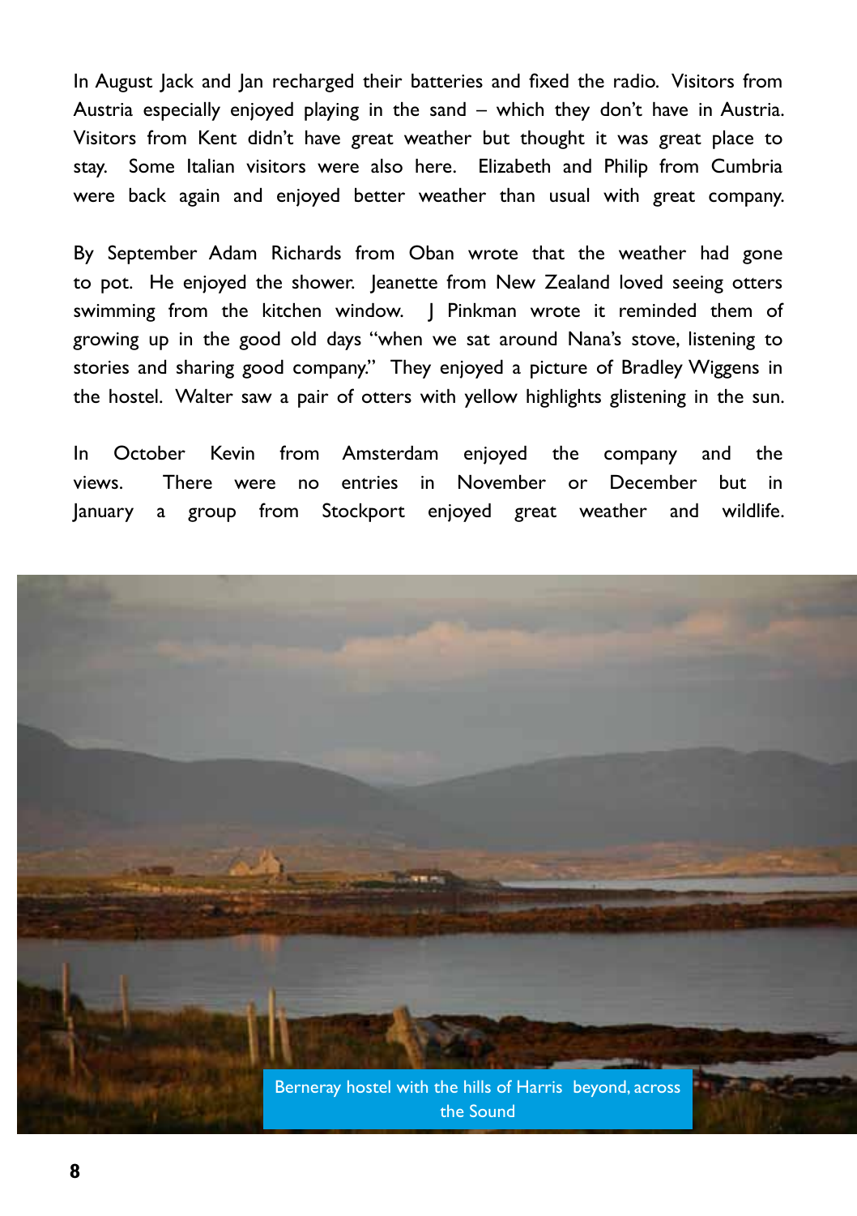In August Jack and Jan recharged their batteries and fixed the radio. Visitors from Austria especially enjoyed playing in the sand – which they don't have in Austria. Visitors from Kent didn't have great weather but thought it was great place to stay. Some Italian visitors were also here. Elizabeth and Philip from Cumbria were back again and enjoyed better weather than usual with great company.

By September Adam Richards from Oban wrote that the weather had gone to pot. He enjoyed the shower. Jeanette from New Zealand loved seeing otters swimming from the kitchen window. J Pinkman wrote it reminded them of growing up in the good old days "when we sat around Nana's stove, listening to stories and sharing good company." They enjoyed a picture of Bradley Wiggens in the hostel. Walter saw a pair of otters with yellow highlights glistening in the sun.

In October Kevin from Amsterdam enjoyed the company and the views. There were no entries in November or December but in January a group from Stockport enjoyed great weather and wildlife.

Berneray hostel with the hills of Harris beyond, across the Sound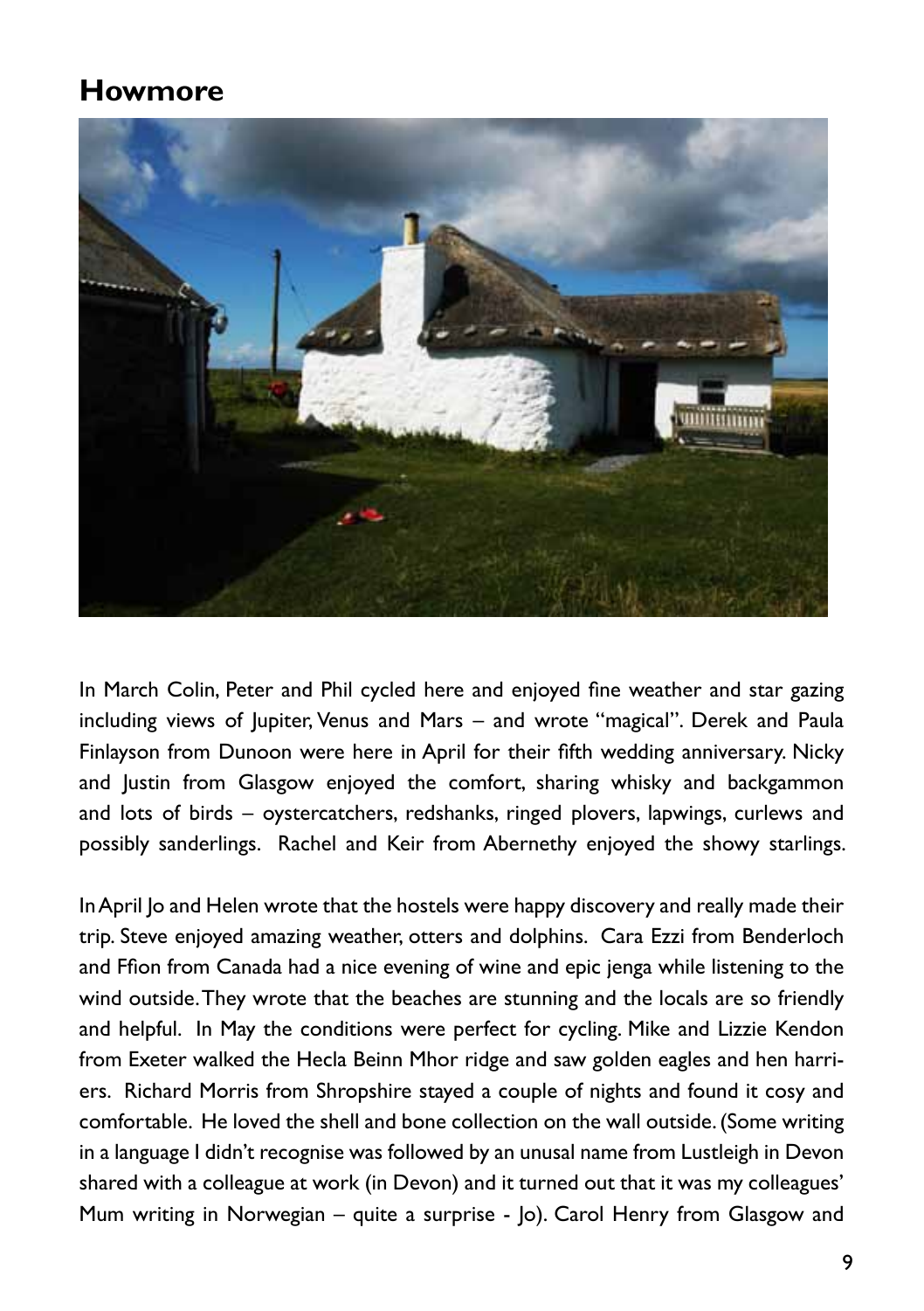# Howmore

In March Colin, Peter and Phil cycled here and enjoyed fine weather and star gazing including views of Jupiter, Venus and Mars – and wrote "magical". Derek and Paula Finlayson from Dunoon were here in April for their fifth wedding anniversary. Nicky and Justin from Glasgow enjoyed the comfort, sharing whisky and backgammon and lots of birds – oystercatchers, redshanks, ringed plovers, lapwings, curlews and possibly sanderlings. Rachel and Keir from Abernethy enjoyed the showy starlings.

In April Jo and Helen wrote that the hostels were happy discovery and really made their trip. Steve enjoyed amazing weather, otters and dolphins. Cara Ezzi from Benderloch and Ffion from Canada had a nice evening of wine and epic jenga while listening to the wind outside. They wrote that the beaches are stunning and the locals are so friendly and helpful. In May the conditions were perfect for cycling. Mike and Lizzie Kendon from Exeter walked the Hecla Beinn Mhor ridge and saw golden eagles and hen harriers. Richard Morris from Shropshire stayed a couple of nights and found it cosy and comfortable. He loved the shell and bone collection on the wall outside. (Some writing in a language I didn't recognise was followed by an unusal name from Lustleigh in Devon shared with a colleague at work (in Devon) and it turned out that it was my colleagues' Mum writing in Norwegian – quite a surprise - Jo). Carol Henry from Glasgow and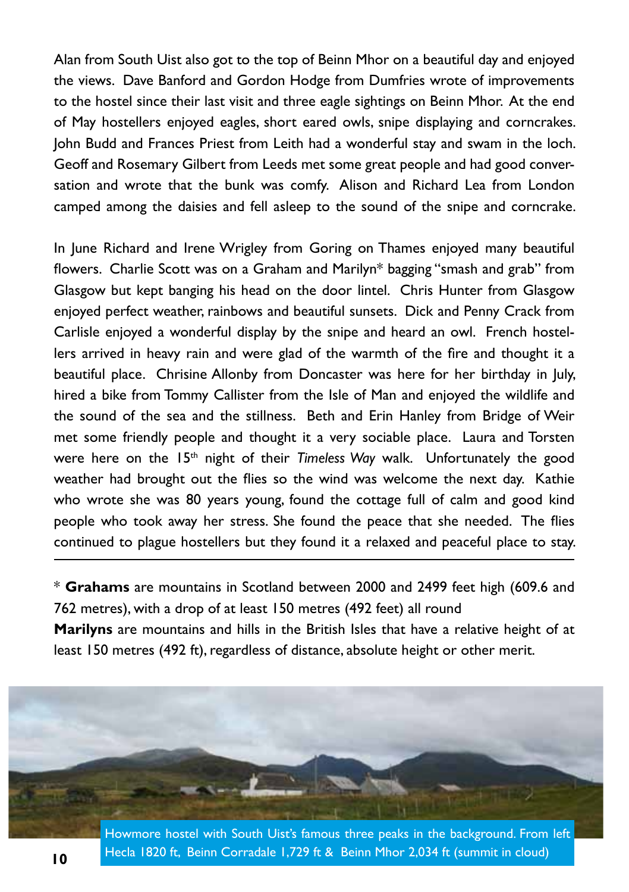Alan from South Uist also got to the top of Beinn Mhor on a beautiful day and enjoyed the views. Dave Banford and Gordon Hodge from Dumfries wrote of improvements to the hostel since their last visit and three eagle sightings on Beinn Mhor. At the end of May hostellers enjoyed eagles, short eared owls, snipe displaying and corncrakes. John Budd and Frances Priest from Leith had a wonderful stay and swam in the loch. Geoff and Rosemary Gilbert from Leeds met some great people and had good conversation and wrote that the bunk was comfy. Alison and Richard Lea from London camped among the daisies and fell asleep to the sound of the snipe and corncrake.

In June Richard and Irene Wrigley from Goring on Thames enjoyed many beautiful flowers. Charlie Scott was on a Graham and Marilyn* bagging "smash and grab" from Glasgow but kept banging his head on the door lintel. Chris Hunter from Glasgow enjoyed perfect weather, rainbows and beautiful sunsets. Dick and Penny Crack from Carlisle enjoyed a wonderful display by the snipe and heard an owl. French hostellers arrived in heavy rain and were glad of the warmth of the fire and thought it a beautiful place. Chrisine Allonby from Doncaster was here for her birthday in July, hired a bike from Tommy Callister from the Isle of Man and enjoyed the wildlife and the sound of the sea and the stillness. Beth and Erin Hanley from Bridge of Weir met some friendly people and thought it a very sociable place. Laura and Torsten were here on the 15th night of their *Timeless Way* walk. Unfortunately the good weather had brought out the flies so the wind was welcome the next day. Kathie who wrote she was 80 years young, found the cottage full of calm and good kind people who took away her stress. She found the peace that she needed. The flies continued to plague hostellers but they found it a relaxed and peaceful place to stay.

---

* **Grahams** are mountains in Scotland between 2000 and 2499 feet high (609.6 and 762 metres), with a drop of at least 150 metres (492 feet) all round
**Marilyns** are mountains and hills in the British Isles that have a relative height of at least 150 metres (492 ft), regardless of distance, absolute height or other merit.

Howmore hostel with South Uist's famous three peaks in the background. From left Hecla 1820 ft, Beinn Corradale 1,729 ft & Beinn Mhor 2,034 ft (summit in cloud)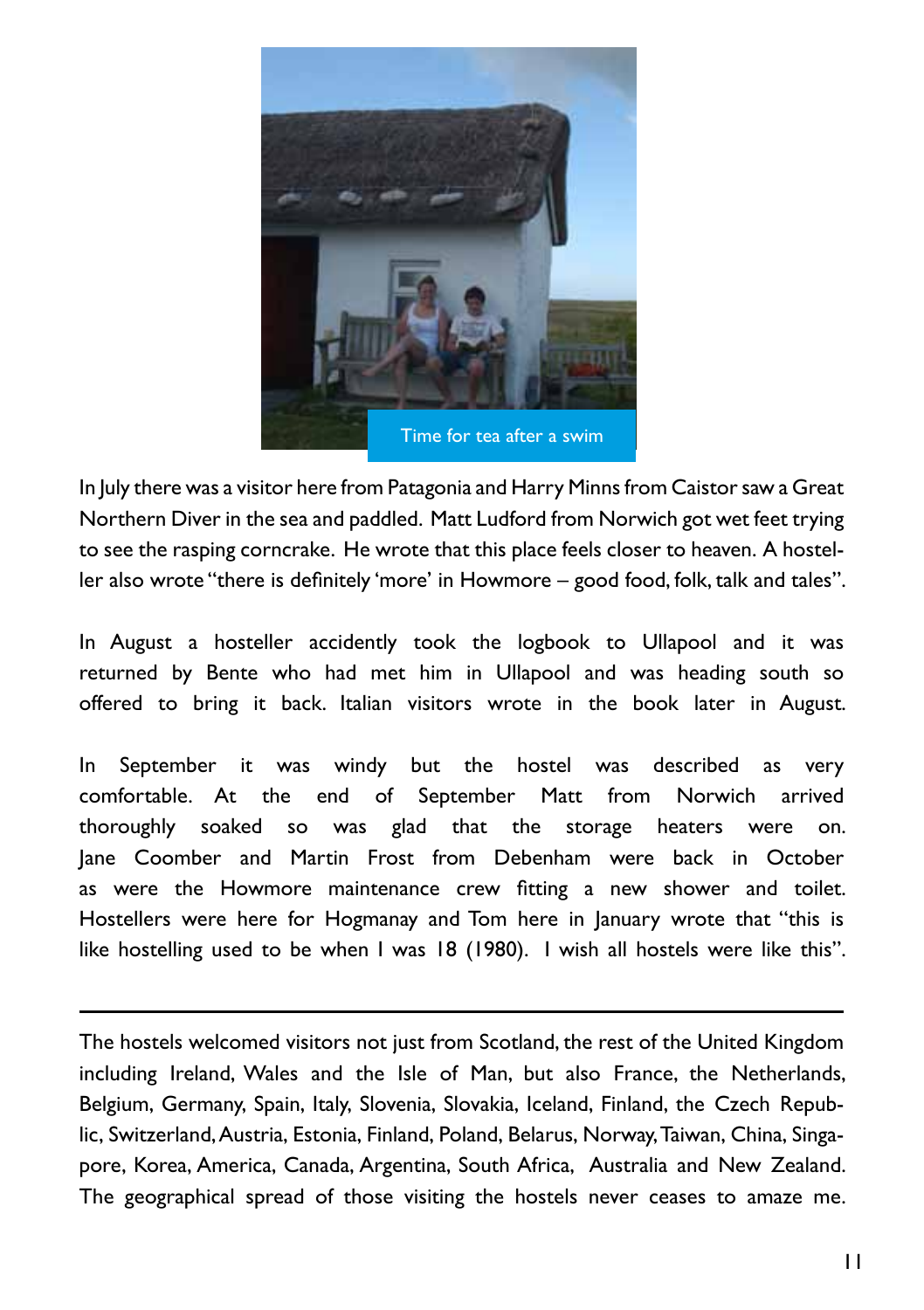Time for tea after a swim

In July there was a visitor here from Patagonia and Harry Minns from Caistor saw a Great Northern Diver in the sea and paddled. Matt Ludford from Norwich got wet feet trying to see the rasping corncrake. He wrote that this place feels closer to heaven. A hosteller also wrote "there is definitely 'more' in Howmore – good food, folk, talk and tales".

In August a hosteller accidently took the logbook to Ullapool and it was returned by Bente who had met him in Ullapool and was heading south so offered to bring it back. Italian visitors wrote in the book later in August.

In September it was windy but the hostel was described as very comfortable. At the end of September Matt from Norwich arrived thoroughly soaked so was glad that the storage heaters were on. Jane Coomber and Martin Frost from Debenham were back in October as were the Howmore maintenance crew fitting a new shower and toilet. Hostellers were here for Hogmanay and Tom here in January wrote that "this is like hostelling used to be when I was 18 (1980). I wish all hostels were like this".

---

The hostels welcomed visitors not just from Scotland, the rest of the United Kingdom including Ireland, Wales and the Isle of Man, but also France, the Netherlands, Belgium, Germany, Spain, Italy, Slovenia, Slovakia, Iceland, Finland, the Czech Republic, Switzerland, Austria, Estonia, Finland, Poland, Belarus, Norway, Taiwan, China, Singapore, Korea, America, Canada, Argentina, South Africa, Australia and New Zealand. The geographical spread of those visiting the hostels never ceases to amaze me.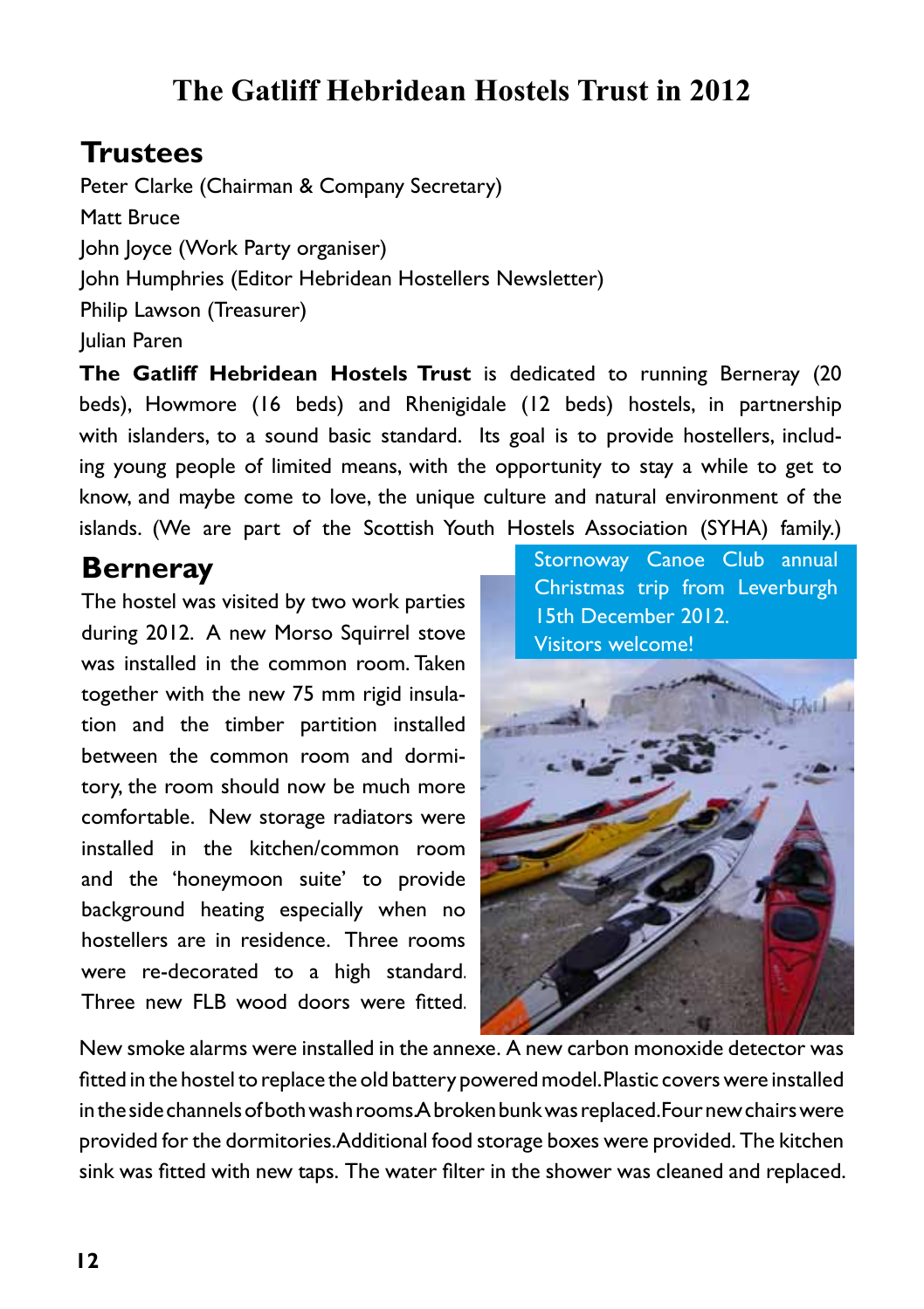# The Gatliff Hebridean Hostels Trust in 2012

## Trustees

Peter Clarke (Chairman & Company Secretary)
Matt Bruce
John Joyce (Work Party organiser)
John Humphries (Editor Hebridean Hostellers Newsletter)
Philip Lawson (Treasurer)
Julian Paren

**The Gatliff Hebridean Hostels Trust** is dedicated to running Berneray (20 beds), Howmore (16 beds) and Rhenigidale (12 beds) hostels, in partnership with islanders, to a sound basic standard. Its goal is to provide hostellers, including young people of limited means, with the opportunity to stay a while to get to know, and maybe come to love, the unique culture and natural environment of the islands. (We are part of the Scottish Youth Hostels Association (SYHA) family.)

## Berneray

The hostel was visited by two work parties during 2012. A new Morso Squirrel stove was installed in the common room. Taken together with the new 75 mm rigid insulation and the timber partition installed between the common room and dormitory, the room should now be much more comfortable. New storage radiators were installed in the kitchen/common room and the 'honeymoon suite' to provide background heating especially when no hostellers are in residence. Three rooms were re-decorated to a high standard. Three new FLB wood doors were fitted. New smoke alarms were installed in the annexe. A new carbon monoxide detector was fitted in the hostel to replace the old battery powered model. Plastic covers were installed in the side channels of both wash rooms. A broken bunk was replaced. Four new chairs were provided for the dormitories. Additional food storage boxes were provided. The kitchen sink was fitted with new taps. The water filter in the shower was cleaned and replaced.

Stornoway Canoe Club annual Christmas trip from Leverburgh 15th December 2012. Visitors welcome!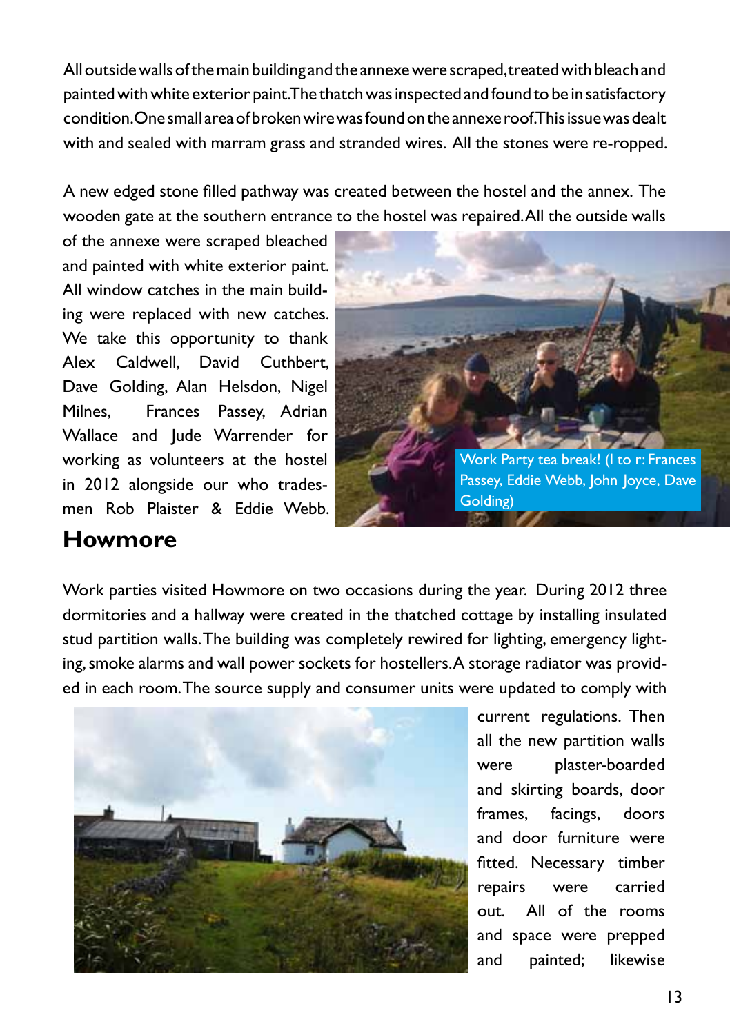All outside walls of the main building and the annexe were scraped, treated with bleach and painted with white exterior paint. The thatch was inspected and found to be in satisfactory condition. One small area of broken wire was found on the annexe roof. This issue was dealt with and sealed with marram grass and stranded wires. All the stones were re-ropped.

A new edged stone filled pathway was created between the hostel and the annex. The wooden gate at the southern entrance to the hostel was repaired. All the outside walls of the annexe were scraped bleached and painted with white exterior paint. All window catches in the main building were replaced with new catches. We take this opportunity to thank Alex Caldwell, David Cuthbert, Dave Golding, Alan Helsdon, Nigel Milnes, Frances Passey, Adrian Wallace and Jude Warrender for working as volunteers at the hostel in 2012 alongside our who tradesmen Rob Plaister & Eddie Webb.

Work Party tea break! (l to r: Frances Passey, Eddie Webb, John Joyce, Dave Golding)

## Howmore

Work parties visited Howmore on two occasions during the year. During 2012 three dormitories and a hallway were created in the thatched cottage by installing insulated stud partition walls. The building was completely rewired for lighting, emergency lighting, smoke alarms and wall power sockets for hostellers. A storage radiator was provided in each room. The source supply and consumer units were updated to comply with current regulations. Then all the new partition walls were plaster-boarded and skirting boards, door frames, facings, doors and door furniture were fitted. Necessary timber repairs were carried out. All of the rooms and space were prepped and painted; likewise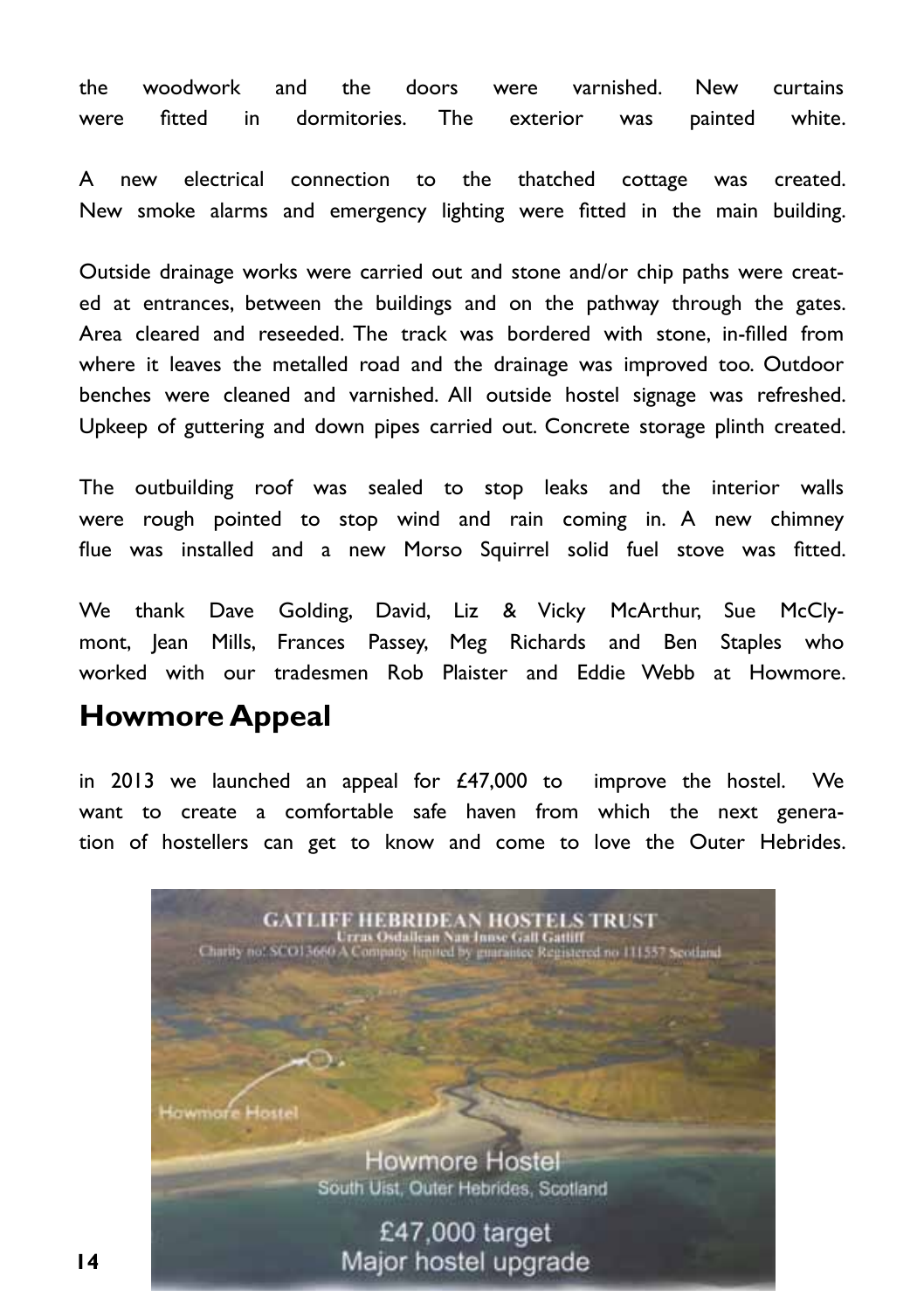the woodwork and the doors were varnished. New curtains were fitted in dormitories. The exterior was painted white.

A new electrical connection to the thatched cottage was created. New smoke alarms and emergency lighting were fitted in the main building.

Outside drainage works were carried out and stone and/or chip paths were created at entrances, between the buildings and on the pathway through the gates. Area cleared and reseeded. The track was bordered with stone, in-filled from where it leaves the metalled road and the drainage was improved too. Outdoor benches were cleaned and varnished. All outside hostel signage was refreshed. Upkeep of guttering and down pipes carried out. Concrete storage plinth created.

The outbuilding roof was sealed to stop leaks and the interior walls were rough pointed to stop wind and rain coming in. A new chimney flue was installed and a new Morso Squirrel solid fuel stove was fitted.

We thank Dave Golding, David, Liz & Vicky McArthur, Sue McClymont, Jean Mills, Frances Passey, Meg Richards and Ben Staples who worked with our tradesmen Rob Plaister and Eddie Webb at Howmore.

## Howmore Appeal

in 2013 we launched an appeal for £47,000 to improve the hostel. We want to create a comfortable safe haven from which the next generation of hostellers can get to know and come to love the Outer Hebrides.

GATLIFF HEBRIDEAN HOSTELS TRUST
Urras Osdailean Nan Innse Gall Gatliff
Charity no: SCO13660 A Company limited by guarantee Registered no 111557 Scotland

Howmore Hostel

Howmore Hostel
South Uist, Outer Hebrides, Scotland

£47,000 target
Major hostel upgrade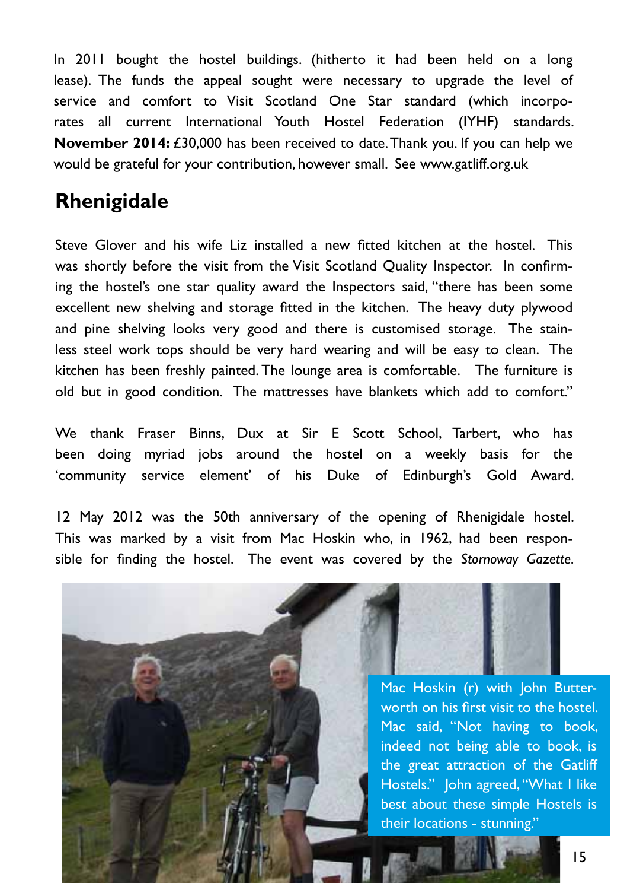In 2011 bought the hostel buildings. (hitherto it had been held on a long lease). The funds the appeal sought were necessary to upgrade the level of service and comfort to Visit Scotland One Star standard (which incorporates all current International Youth Hostel Federation (IYHF) standards. **November 2014:** £30,000 has been received to date. Thank you. If you can help we would be grateful for your contribution, however small. See www.gatliff.org.uk

## Rhenigidale

Steve Glover and his wife Liz installed a new fitted kitchen at the hostel. This was shortly before the visit from the Visit Scotland Quality Inspector. In confirming the hostel's one star quality award the Inspectors said, "there has been some excellent new shelving and storage fitted in the kitchen. The heavy duty plywood and pine shelving looks very good and there is customised storage. The stainless steel work tops should be very hard wearing and will be easy to clean. The kitchen has been freshly painted. The lounge area is comfortable. The furniture is old but in good condition. The mattresses have blankets which add to comfort."

We thank Fraser Binns, Dux at Sir E Scott School, Tarbert, who has been doing myriad jobs around the hostel on a weekly basis for the 'community service element' of his Duke of Edinburgh's Gold Award.

12 May 2012 was the 50th anniversary of the opening of Rhenigidale hostel. This was marked by a visit from Mac Hoskin who, in 1962, had been responsible for finding the hostel. The event was covered by the *Stornoway Gazette*.

Mac Hoskin (r) with John Butterworth on his first visit to the hostel. Mac said, "Not having to book, indeed not being able to book, is the great attraction of the Gatliff Hostels." John agreed, "What I like best about these simple Hostels is their locations - stunning."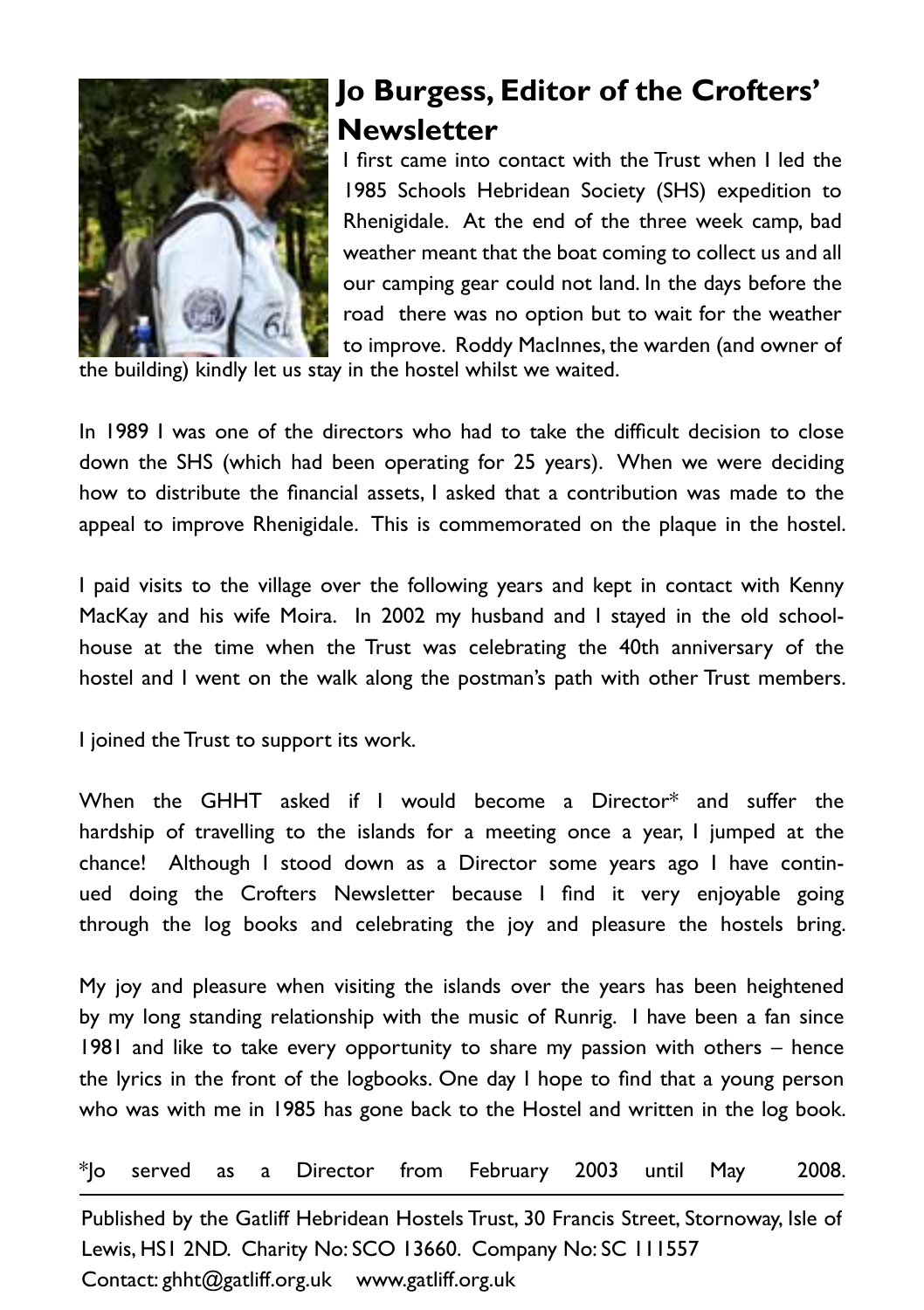## Jo Burgess, Editor of the Crofters' Newsletter

I first came into contact with the Trust when I led the 1985 Schools Hebridean Society (SHS) expedition to Rhenigidale. At the end of the three week camp, bad weather meant that the boat coming to collect us and all our camping gear could not land. In the days before the road there was no option but to wait for the weather to improve. Roddy MacInnes, the warden (and owner of the building) kindly let us stay in the hostel whilst we waited.

In 1989 I was one of the directors who had to take the difficult decision to close down the SHS (which had been operating for 25 years). When we were deciding how to distribute the financial assets, I asked that a contribution was made to the appeal to improve Rhenigidale. This is commemorated on the plaque in the hostel.

I paid visits to the village over the following years and kept in contact with Kenny MacKay and his wife Moira. In 2002 my husband and I stayed in the old school-house at the time when the Trust was celebrating the 40th anniversary of the hostel and I went on the walk along the postman's path with other Trust members.

I joined the Trust to support its work.

When the GHHT asked if I would become a Director* and suffer the hardship of travelling to the islands for a meeting once a year, I jumped at the chance! Although I stood down as a Director some years ago I have continued doing the Crofters Newsletter because I find it very enjoyable going through the log books and celebrating the joy and pleasure the hostels bring.

My joy and pleasure when visiting the islands over the years has been heightened by my long standing relationship with the music of Runrig. I have been a fan since 1981 and like to take every opportunity to share my passion with others – hence the lyrics in the front of the logbooks. One day I hope to find that a young person who was with me in 1985 has gone back to the Hostel and written in the log book.

*Jo served as a Director from February 2003 until May 2008.

---

Published by the Gatliff Hebridean Hostels Trust, 30 Francis Street, Stornoway, Isle of Lewis, HS1 2ND. Charity No: SCO 13660. Company No: SC 111557
Contact: ghht@gatliff.org.uk www.gatliff.org.uk